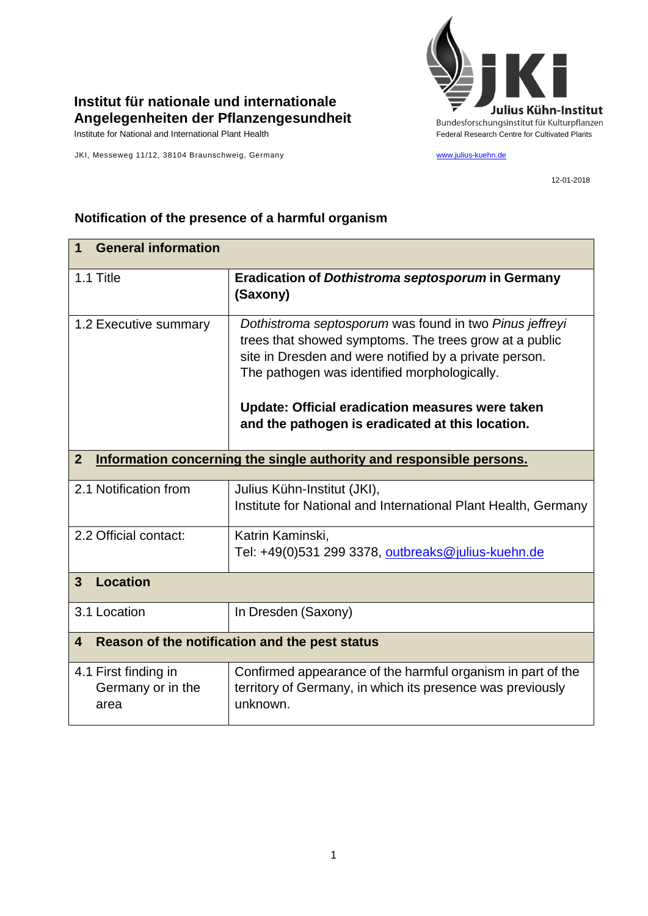**Institut für nationale und internationale Angelegenheiten der Pflanzengesundheit**
Institute for National and International Plant Health

JKI, Messeweg 11/12, 38104 Braunschweig, Germany

Julius Kühn-Institut
Bundesforschungsinstitut für Kulturpflanzen
Federal Research Centre for Cultivated Plants

www.julius-kuehn.de

12-01-2018

## Notification of the presence of a harmful organism

| **1 General information** | |
|---|---|
| 1.1 Title | **Eradication of *Dothistroma septosporum* in Germany (Saxony)** |
| 1.2 Executive summary | *Dothistroma septosporum* was found in two *Pinus jeffreyi* trees that showed symptoms. The trees grow at a public site in Dresden and were notified by a private person. The pathogen was identified morphologically.<br><br>**Update: Official eradication measures were taken and the pathogen is eradicated at this location.** |
| **2 Information concerning the single authority and responsible persons.** | |
| 2.1 Notification from | Julius Kühn-Institut (JKI),<br>Institute for National and International Plant Health, Germany |
| 2.2 Official contact: | Katrin Kaminski,<br>Tel: +49(0)531 299 3378, outbreaks@julius-kuehn.de |
| **3 Location** | |
| 3.1 Location | In Dresden (Saxony) |
| **4 Reason of the notification and the pest status** | |
| 4.1 First finding in Germany or in the area | Confirmed appearance of the harmful organism in part of the territory of Germany, in which its presence was previously unknown. |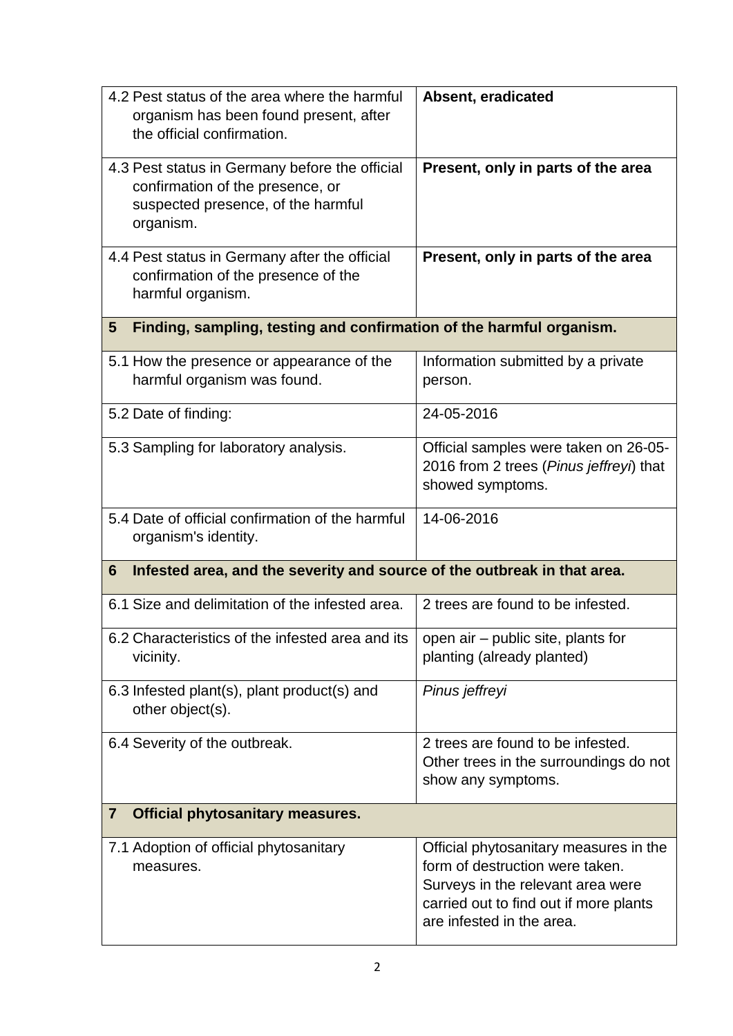| | |
|---|---|
| 4.2 Pest status of the area where the harmful organism has been found present, after the official confirmation. | **Absent, eradicated** |
| 4.3 Pest status in Germany before the official confirmation of the presence, or suspected presence, of the harmful organism. | **Present, only in parts of the area** |
| 4.4 Pest status in Germany after the official confirmation of the presence of the harmful organism. | **Present, only in parts of the area** |
| **5 Finding, sampling, testing and confirmation of the harmful organism.** | |
| 5.1 How the presence or appearance of the harmful organism was found. | Information submitted by a private person. |
| 5.2 Date of finding: | 24-05-2016 |
| 5.3 Sampling for laboratory analysis. | Official samples were taken on 26-05-2016 from 2 trees (*Pinus jeffreyi*) that showed symptoms. |
| 5.4 Date of official confirmation of the harmful organism's identity. | 14-06-2016 |
| **6 Infested area, and the severity and source of the outbreak in that area.** | |
| 6.1 Size and delimitation of the infested area. | 2 trees are found to be infested. |
| 6.2 Characteristics of the infested area and its vicinity. | open air – public site, plants for planting (already planted) |
| 6.3 Infested plant(s), plant product(s) and other object(s). | *Pinus jeffreyi* |
| 6.4 Severity of the outbreak. | 2 trees are found to be infested. Other trees in the surroundings do not show any symptoms. |
| **7 Official phytosanitary measures.** | |
| 7.1 Adoption of official phytosanitary measures. | Official phytosanitary measures in the form of destruction were taken. Surveys in the relevant area were carried out to find out if more plants are infested in the area. |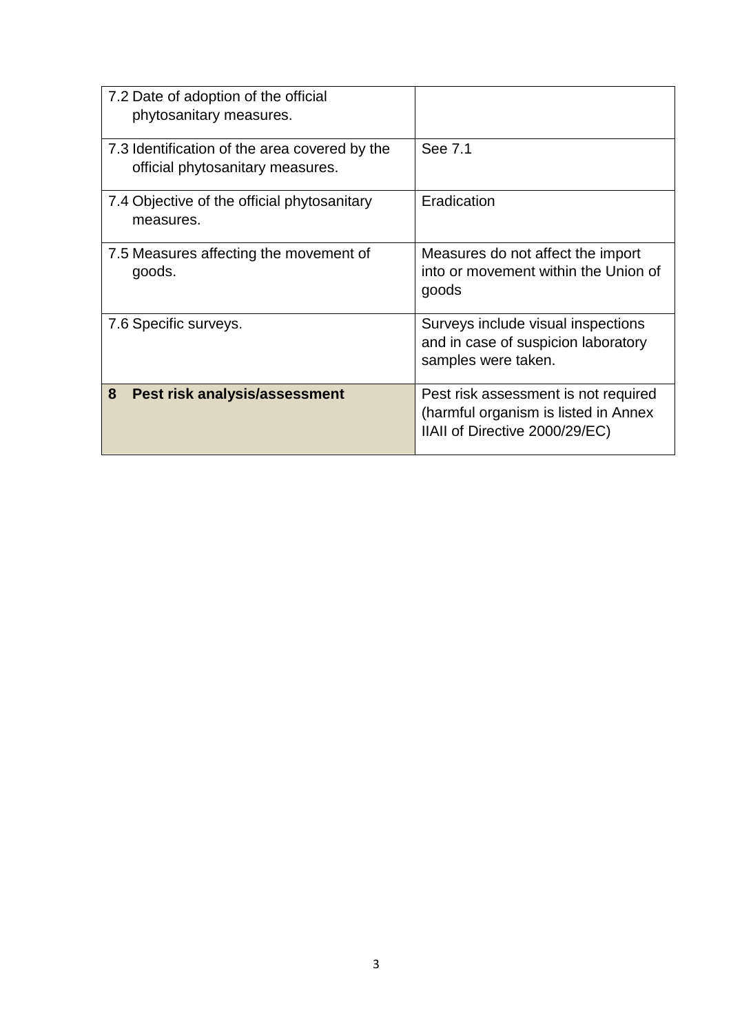| | |
|---|---|
| 7.2 Date of adoption of the official phytosanitary measures. | |
| 7.3 Identification of the area covered by the official phytosanitary measures. | See 7.1 |
| 7.4 Objective of the official phytosanitary measures. | Eradication |
| 7.5 Measures affecting the movement of goods. | Measures do not affect the import into or movement within the Union of goods |
| 7.6 Specific surveys. | Surveys include visual inspections and in case of suspicion laboratory samples were taken. |
| **8 Pest risk analysis/assessment** | Pest risk assessment is not required (harmful organism is listed in Annex IIAII of Directive 2000/29/EC) |